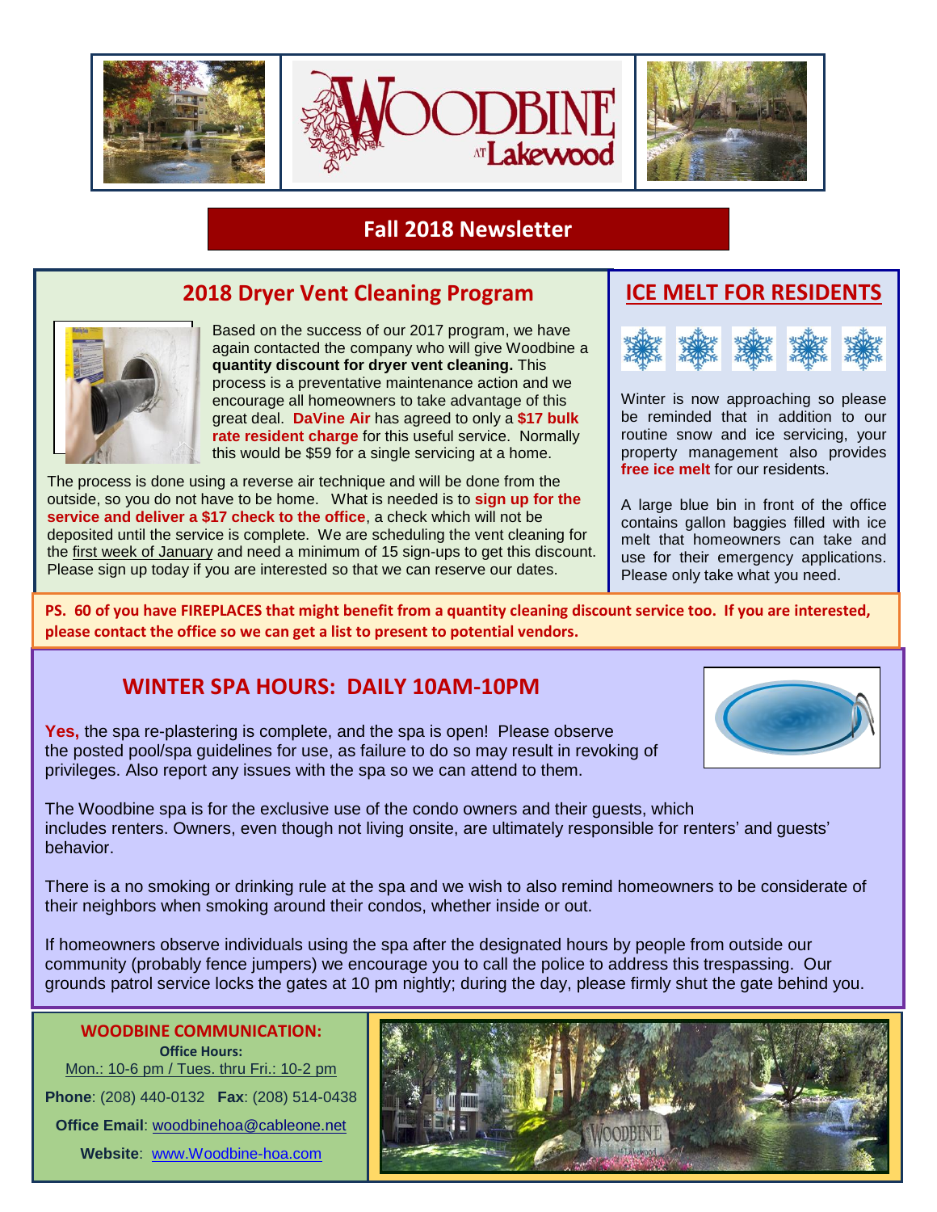# WOODBINE AT Lakewood

## Fall 2018 Newsletter

## 2018 Dryer Vent Cleaning Program

Based on the success of our 2017 program, we have again contacted the company who will give Woodbine a **quantity discount for dryer vent cleaning.** This process is a preventative maintenance action and we encourage all homeowners to take advantage of this great deal. **DaVine Air** has agreed to only a **$17 bulk rate resident charge** for this useful service. Normally this would be $59 for a single servicing at a home.

The process is done using a reverse air technique and will be done from the outside, so you do not have to be home. What is needed is to **sign up for the service and deliver a $17 check to the office**, a check which will not be deposited until the service is complete. We are scheduling the vent cleaning for the first week of January and need a minimum of 15 sign-ups to get this discount. Please sign up today if you are interested so that we can reserve our dates.

## ICE MELT FOR RESIDENTS

Winter is now approaching so please be reminded that in addition to our routine snow and ice servicing, your property management also provides **free ice melt** for our residents.

A large blue bin in front of the office contains gallon baggies filled with ice melt that homeowners can take and use for their emergency applications. Please only take what you need.

**PS. 60 of you have FIREPLACES that might benefit from a quantity cleaning discount service too. If you are interested, please contact the office so we can get a list to present to potential vendors.**

## WINTER SPA HOURS: DAILY 10AM-10PM

**Yes,** the spa re-plastering is complete, and the spa is open! Please observe the posted pool/spa guidelines for use, as failure to do so may result in revoking of privileges. Also report any issues with the spa so we can attend to them.

The Woodbine spa is for the exclusive use of the condo owners and their guests, which includes renters. Owners, even though not living onsite, are ultimately responsible for renters' and guests' behavior.

There is a no smoking or drinking rule at the spa and we wish to also remind homeowners to be considerate of their neighbors when smoking around their condos, whether inside or out.

If homeowners observe individuals using the spa after the designated hours by people from outside our community (probably fence jumpers) we encourage you to call the police to address this trespassing. Our grounds patrol service locks the gates at 10 pm nightly; during the day, please firmly shut the gate behind you.

## WOODBINE COMMUNICATION:

**Office Hours:**
Mon.: 10-6 pm / Tues. thru Fri.: 10-2 pm

**Phone**: (208) 440-0132 **Fax**: (208) 514-0438

**Office Email**: woodbinehoa@cableone.net

**Website**: www.Woodbine-hoa.com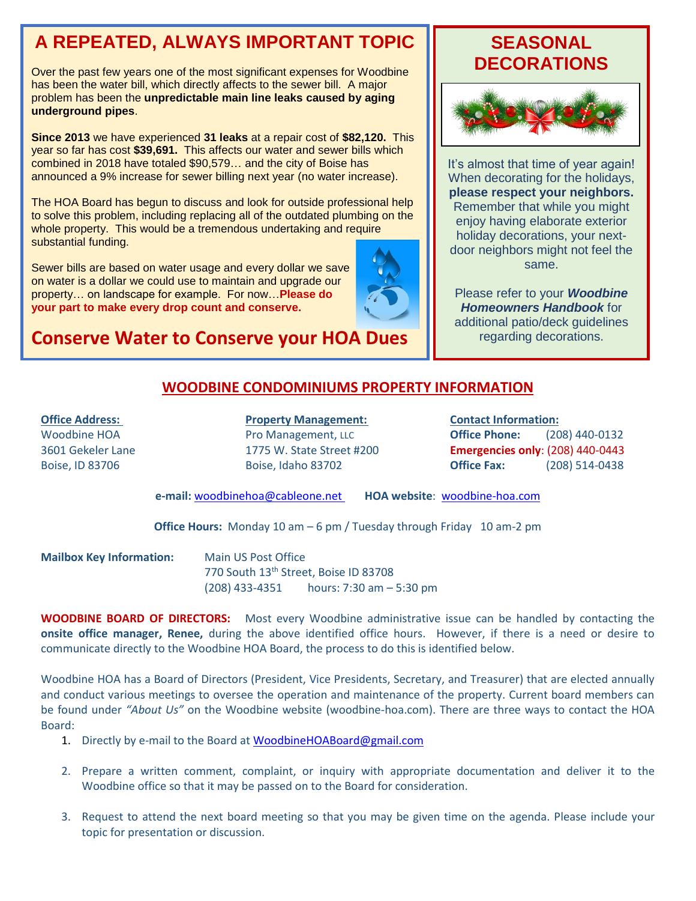## A REPEATED, ALWAYS IMPORTANT TOPIC

Over the past few years one of the most significant expenses for Woodbine has been the water bill, which directly affects to the sewer bill. A major problem has been the **unpredictable main line leaks caused by aging underground pipes**.

**Since 2013** we have experienced **31 leaks** at a repair cost of **$82,120.** This year so far has cost **$39,691.** This affects our water and sewer bills which combined in 2018 have totaled $90,579… and the city of Boise has announced a 9% increase for sewer billing next year (no water increase).

The HOA Board has begun to discuss and look for outside professional help to solve this problem, including replacing all of the outdated plumbing on the whole property. This would be a tremendous undertaking and require substantial funding.

Sewer bills are based on water usage and every dollar we save on water is a dollar we could use to maintain and upgrade our property… on landscape for example. For now…**Please do your part to make every drop count and conserve.**

**Conserve Water to Conserve your HOA Dues**

## SEASONAL DECORATIONS

It's almost that time of year again! When decorating for the holidays, **please respect your neighbors.** Remember that while you might enjoy having elaborate exterior holiday decorations, your next-door neighbors might not feel the same.

Please refer to your ***Woodbine Homeowners Handbook*** for additional patio/deck guidelines regarding decorations.

## WOODBINE CONDOMINIUMS PROPERTY INFORMATION

**Office Address:**
Woodbine HOA
3601 Gekeler Lane
Boise, ID 83706

**Property Management:**
Pro Management, LLC
1775 W. State Street #200
Boise, Idaho 83702

**Contact Information:**
**Office Phone:** (208) 440-0132
**Emergencies only**: (208) 440-0443
**Office Fax:** (208) 514-0438

**e-mail:** woodbinehoa@cableone.net **HOA website**: woodbine-hoa.com

**Office Hours:** Monday 10 am – 6 pm / Tuesday through Friday 10 am-2 pm

**Mailbox Key Information:** Main US Post Office
770 South 13th Street, Boise ID 83708
(208) 433-4351 hours: 7:30 am – 5:30 pm

**WOODBINE BOARD OF DIRECTORS:** Most every Woodbine administrative issue can be handled by contacting the **onsite office manager, Renee,** during the above identified office hours. However, if there is a need or desire to communicate directly to the Woodbine HOA Board, the process to do this is identified below.

Woodbine HOA has a Board of Directors (President, Vice Presidents, Secretary, and Treasurer) that are elected annually and conduct various meetings to oversee the operation and maintenance of the property. Current board members can be found under *"About Us"* on the Woodbine website (woodbine-hoa.com). There are three ways to contact the HOA Board:

1. Directly by e-mail to the Board at WoodbineHOABoard@gmail.com
2. Prepare a written comment, complaint, or inquiry with appropriate documentation and deliver it to the Woodbine office so that it may be passed on to the Board for consideration.
3. Request to attend the next board meeting so that you may be given time on the agenda. Please include your topic for presentation or discussion.